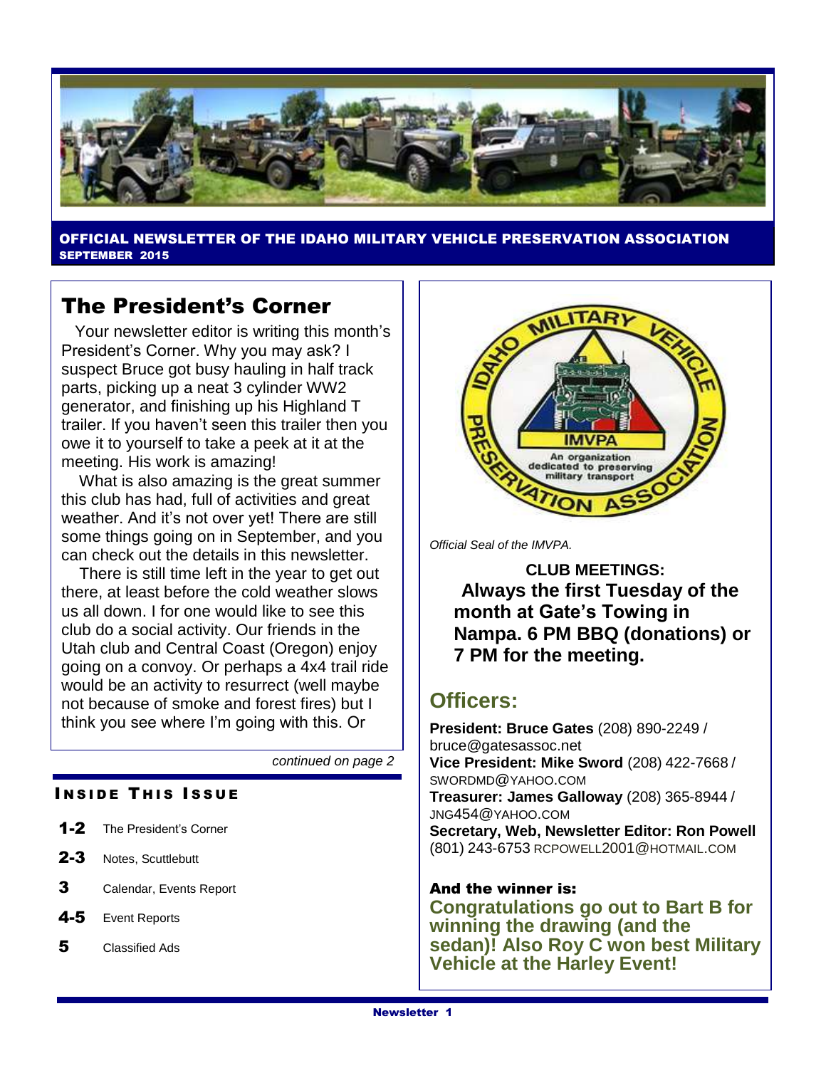**OFFICIAL NEWSLETTER OF THE IDAHO MILITARY VEHICLE PRESERVATION ASSOCIATION**
**SEPTEMBER 2015**

# The President's Corner

Your newsletter editor is writing this month's President's Corner. Why you may ask? I suspect Bruce got busy hauling in half track parts, picking up a neat 3 cylinder WW2 generator, and finishing up his Highland T trailer. If you haven't seen this trailer then you owe it to yourself to take a peek at it at the meeting. His work is amazing!

What is also amazing is the great summer this club has had, full of activities and great weather. And it's not over yet! There are still some things going on in September, and you can check out the details in this newsletter.

There is still time left in the year to get out there, at least before the cold weather slows us all down. I for one would like to see this club do a social activity. Our friends in the Utah club and Central Coast (Oregon) enjoy going on a convoy. Or perhaps a 4x4 trail ride would be an activity to resurrect (well maybe not because of smoke and forest fires) but I think you see where I'm going with this. Or

*continued on page 2*

## INSIDE THIS ISSUE

- **1-2** The President's Corner
- **2-3** Notes, Scuttlebutt
- **3** Calendar, Events Report
- **4-5** Event Reports
- **5** Classified Ads

*Official Seal of the IMVPA.*

**CLUB MEETINGS:**
**Always the first Tuesday of the month at Gate's Towing in Nampa. 6 PM BBQ (donations) or 7 PM for the meeting.**

## Officers:

**President: Bruce Gates** (208) 890-2249 / bruce@gatesassoc.net
**Vice President: Mike Sword** (208) 422-7668 / SWORDMD@YAHOO.COM
**Treasurer: James Galloway** (208) 365-8944 / JNG454@YAHOO.COM
**Secretary, Web, Newsletter Editor: Ron Powell** (801) 243-6753 RCPOWELL2001@HOTMAIL.COM

**And the winner is:**
**Congratulations go out to Bart B for winning the drawing (and the sedan)! Also Roy C won best Military Vehicle at the Harley Event!**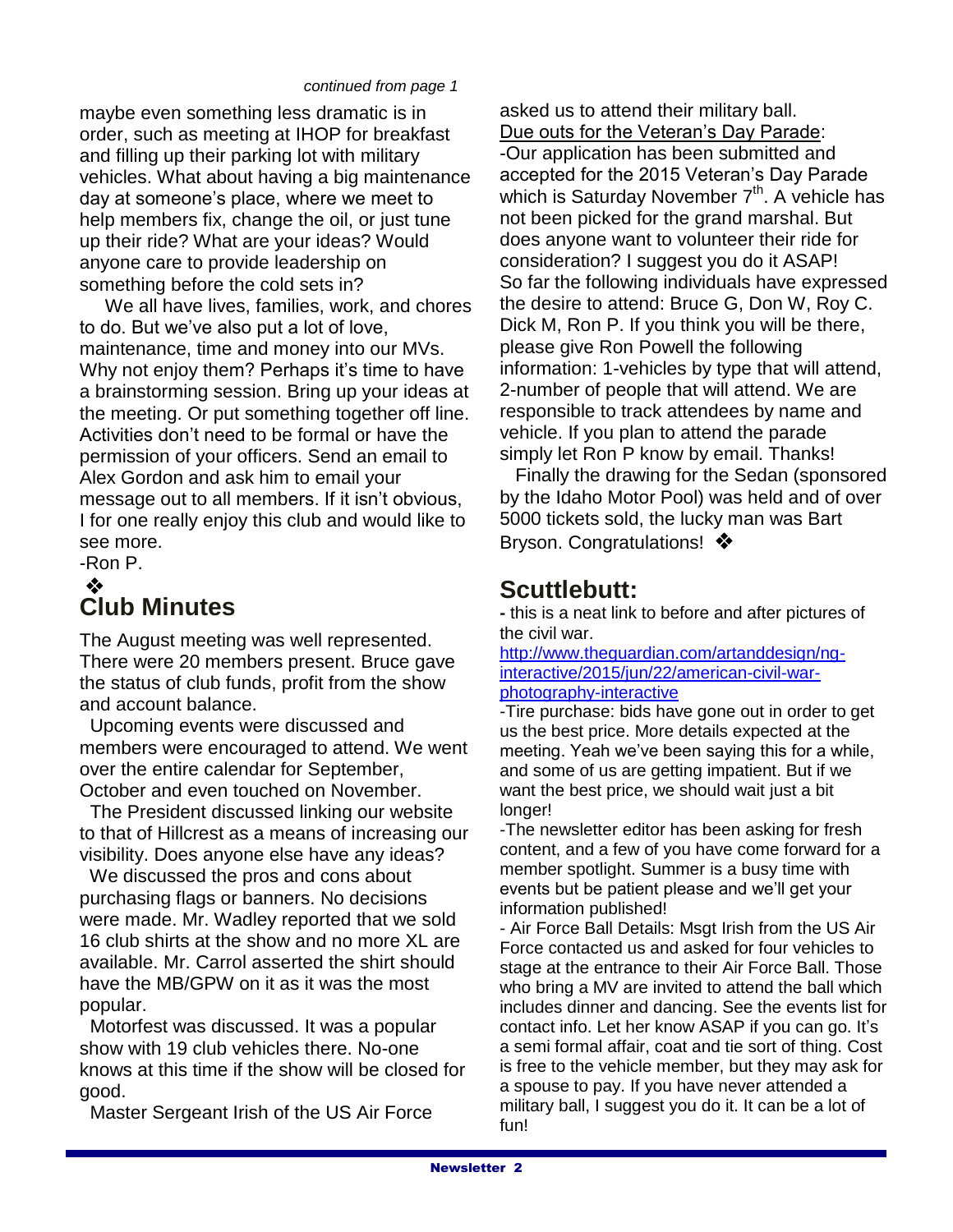*continued from page 1*

maybe even something less dramatic is in order, such as meeting at IHOP for breakfast and filling up their parking lot with military vehicles. What about having a big maintenance day at someone's place, where we meet to help members fix, change the oil, or just tune up their ride? What are your ideas? Would anyone care to provide leadership on something before the cold sets in?

We all have lives, families, work, and chores to do. But we've also put a lot of love, maintenance, time and money into our MVs. Why not enjoy them? Perhaps it's time to have a brainstorming session. Bring up your ideas at the meeting. Or put something together off line. Activities don't need to be formal or have the permission of your officers. Send an email to Alex Gordon and ask him to email your message out to all members. If it isn't obvious, I for one really enjoy this club and would like to see more.

-Ron P.

❖

## Club Minutes

The August meeting was well represented. There were 20 members present. Bruce gave the status of club funds, profit from the show and account balance.

Upcoming events were discussed and members were encouraged to attend. We went over the entire calendar for September, October and even touched on November.

The President discussed linking our website to that of Hillcrest as a means of increasing our visibility. Does anyone else have any ideas?

We discussed the pros and cons about purchasing flags or banners. No decisions were made. Mr. Wadley reported that we sold 16 club shirts at the show and no more XL are available. Mr. Carrol asserted the shirt should have the MB/GPW on it as it was the most popular.

Motorfest was discussed. It was a popular show with 19 club vehicles there. No-one knows at this time if the show will be closed for good.

Master Sergeant Irish of the US Air Force asked us to attend their military ball.

Due outs for the Veteran's Day Parade:

-Our application has been submitted and accepted for the 2015 Veteran's Day Parade which is Saturday November 7th. A vehicle has not been picked for the grand marshal. But does anyone want to volunteer their ride for consideration? I suggest you do it ASAP! So far the following individuals have expressed the desire to attend: Bruce G, Don W, Roy C. Dick M, Ron P. If you think you will be there, please give Ron Powell the following information: 1-vehicles by type that will attend, 2-number of people that will attend. We are responsible to track attendees by name and vehicle. If you plan to attend the parade simply let Ron P know by email. Thanks!

Finally the drawing for the Sedan (sponsored by the Idaho Motor Pool) was held and of over 5000 tickets sold, the lucky man was Bart Bryson. Congratulations! ❖

## Scuttlebutt:

- this is a neat link to before and after pictures of the civil war.

http://www.theguardian.com/artanddesign/ng-interactive/2015/jun/22/american-civil-war-photography-interactive

-Tire purchase: bids have gone out in order to get us the best price. More details expected at the meeting. Yeah we've been saying this for a while, and some of us are getting impatient. But if we want the best price, we should wait just a bit longer!

-The newsletter editor has been asking for fresh content, and a few of you have come forward for a member spotlight. Summer is a busy time with events but be patient please and we'll get your information published!

- Air Force Ball Details: Msgt Irish from the US Air Force contacted us and asked for four vehicles to stage at the entrance to their Air Force Ball. Those who bring a MV are invited to attend the ball which includes dinner and dancing. See the events list for contact info. Let her know ASAP if you can go. It's a semi formal affair, coat and tie sort of thing. Cost is free to the vehicle member, but they may ask for a spouse to pay. If you have never attended a military ball, I suggest you do it. It can be a lot of fun!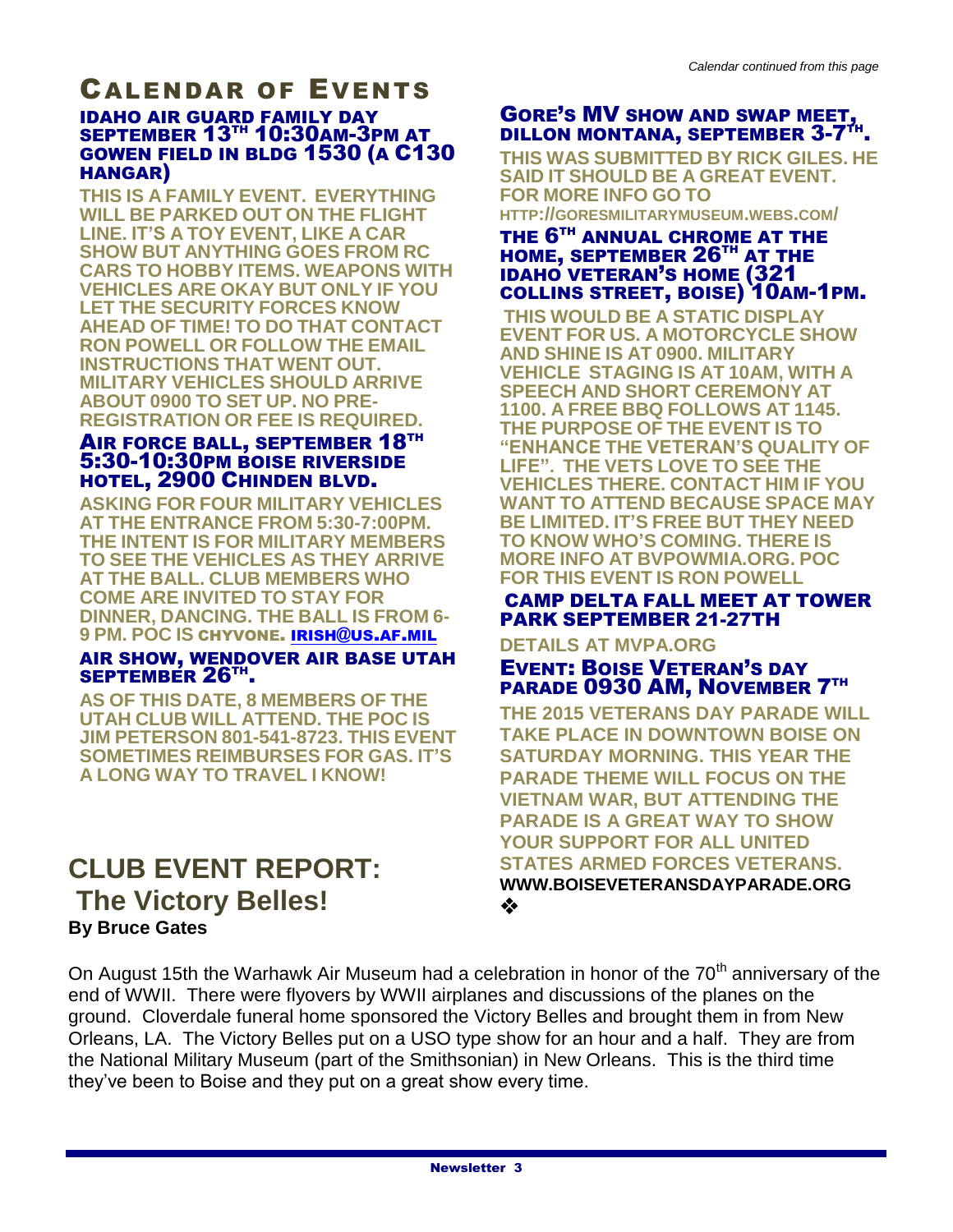*Calendar continued from this page*

# Calendar of Events

### IDAHO AIR GUARD FAMILY DAY SEPTEMBER 13TH 10:30AM-3PM AT GOWEN FIELD IN BLDG 1530 (A C130 HANGAR)

THIS IS A FAMILY EVENT. EVERYTHING WILL BE PARKED OUT ON THE FLIGHT LINE. IT'S A TOY EVENT, LIKE A CAR SHOW BUT ANYTHING GOES FROM RC CARS TO HOBBY ITEMS. WEAPONS WITH VEHICLES ARE OKAY BUT ONLY IF YOU LET THE SECURITY FORCES KNOW AHEAD OF TIME! TO DO THAT CONTACT RON POWELL OR FOLLOW THE EMAIL INSTRUCTIONS THAT WENT OUT. MILITARY VEHICLES SHOULD ARRIVE ABOUT 0900 TO SET UP. NO PRE-REGISTRATION OR FEE IS REQUIRED.

### AIR FORCE BALL, SEPTEMBER 18TH 5:30-10:30PM BOISE RIVERSIDE HOTEL, 2900 CHINDEN BLVD.

ASKING FOR FOUR MILITARY VEHICLES AT THE ENTRANCE FROM 5:30-7:00PM. THE INTENT IS FOR MILITARY MEMBERS TO SEE THE VEHICLES AS THEY ARRIVE AT THE BALL. CLUB MEMBERS WHO COME ARE INVITED TO STAY FOR DINNER, DANCING. THE BALL IS FROM 6-9 PM. POC IS CHYVONE. IRISH@US.AF.MIL

### AIR SHOW, WENDOVER AIR BASE UTAH SEPTEMBER 26TH.

AS OF THIS DATE, 8 MEMBERS OF THE UTAH CLUB WILL ATTEND. THE POC IS JIM PETERSON 801-541-8723. THIS EVENT SOMETIMES REIMBURSES FOR GAS. IT'S A LONG WAY TO TRAVEL I KNOW!

### GORE'S MV SHOW AND SWAP MEET, DILLON MONTANA, SEPTEMBER 3-7TH.

THIS WAS SUBMITTED BY RICK GILES. HE SAID IT SHOULD BE A GREAT EVENT. FOR MORE INFO GO TO HTTP://GORESMILITARYMUSEUM.WEBS.COM/

### THE 6TH ANNUAL CHROME AT THE HOME, SEPTEMBER 26TH AT THE IDAHO VETERAN'S HOME (321 COLLINS STREET, BOISE) 10AM-1PM.

THIS WOULD BE A STATIC DISPLAY EVENT FOR US. A MOTORCYCLE SHOW AND SHINE IS AT 0900. MILITARY VEHICLE STAGING IS AT 10AM, WITH A SPEECH AND SHORT CEREMONY AT 1100. A FREE BBQ FOLLOWS AT 1145. THE PURPOSE OF THE EVENT IS TO "ENHANCE THE VETERAN'S QUALITY OF LIFE". THE VETS LOVE TO SEE THE VEHICLES THERE. CONTACT HIM IF YOU WANT TO ATTEND BECAUSE SPACE MAY BE LIMITED. IT'S FREE BUT THEY NEED TO KNOW WHO'S COMING. THERE IS MORE INFO AT BVPOWMIA.ORG. POC FOR THIS EVENT IS RON POWELL

### CAMP DELTA FALL MEET AT TOWER PARK SEPTEMBER 21-27TH

DETAILS AT MVPA.ORG

### EVENT: BOISE VETERAN'S DAY PARADE 0930 AM, NOVEMBER 7TH

THE 2015 VETERANS DAY PARADE WILL TAKE PLACE IN DOWNTOWN BOISE ON SATURDAY MORNING. THIS YEAR THE PARADE THEME WILL FOCUS ON THE VIETNAM WAR, BUT ATTENDING THE PARADE IS A GREAT WAY TO SHOW YOUR SUPPORT FOR ALL UNITED STATES ARMED FORCES VETERANS.
**WWW.BOISEVETERANSDAYPARADE.ORG**

❖

## CLUB EVENT REPORT: The Victory Belles!

**By Bruce Gates**

On August 15th the Warhawk Air Museum had a celebration in honor of the 70th anniversary of the end of WWII. There were flyovers by WWII airplanes and discussions of the planes on the ground. Cloverdale funeral home sponsored the Victory Belles and brought them in from New Orleans, LA. The Victory Belles put on a USO type show for an hour and a half. They are from the National Military Museum (part of the Smithsonian) in New Orleans. This is the third time they've been to Boise and they put on a great show every time.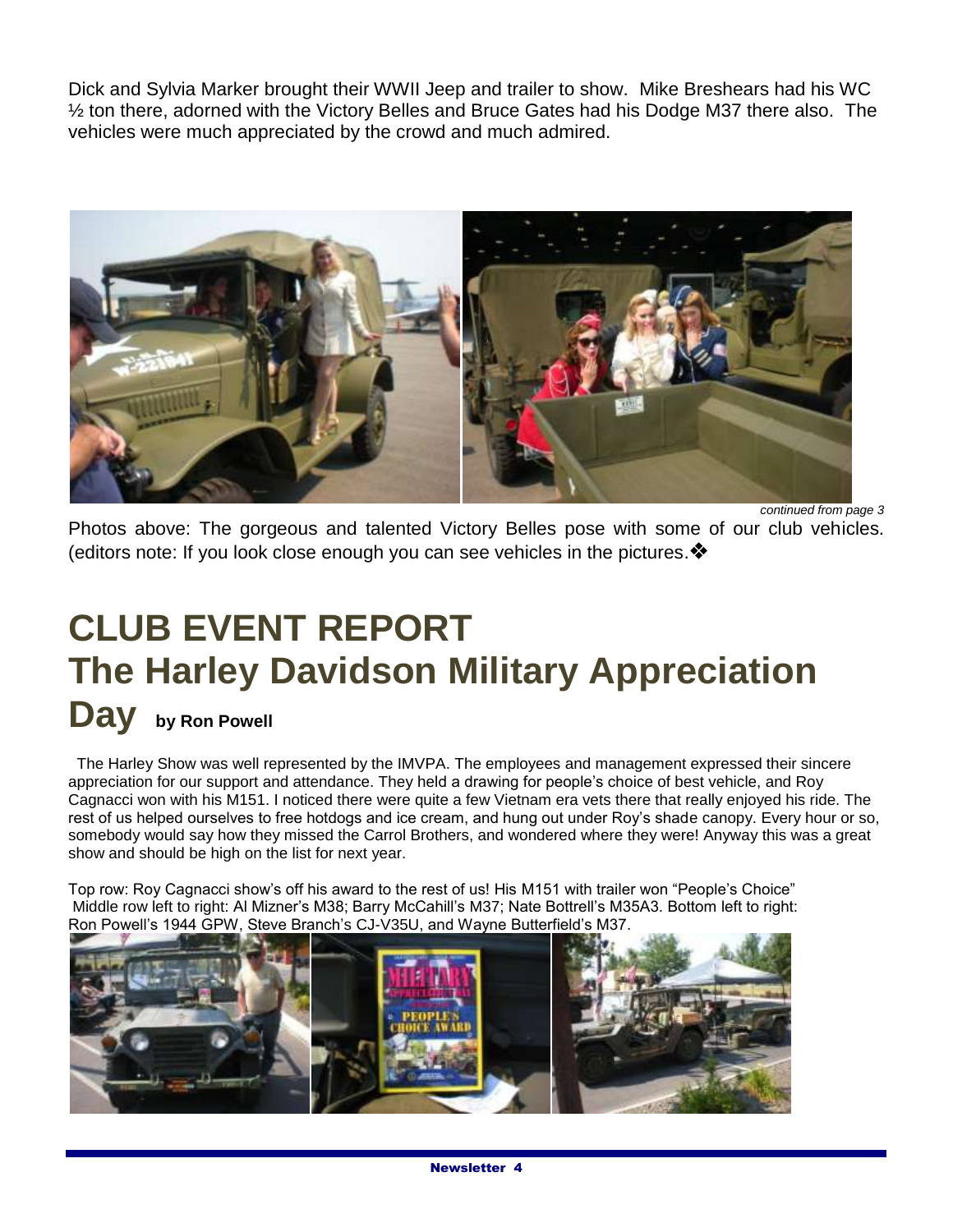Dick and Sylvia Marker brought their WWII Jeep and trailer to show. Mike Breshears had his WC ½ ton there, adorned with the Victory Belles and Bruce Gates had his Dodge M37 there also. The vehicles were much appreciated by the crowd and much admired.

*continued from page 3*

Photos above: The gorgeous and talented Victory Belles pose with some of our club vehicles. (editors note: If you look close enough you can see vehicles in the pictures.❖

# CLUB EVENT REPORT

# The Harley Davidson Military Appreciation Day **by Ron Powell**

The Harley Show was well represented by the IMVPA. The employees and management expressed their sincere appreciation for our support and attendance. They held a drawing for people's choice of best vehicle, and Roy Cagnacci won with his M151. I noticed there were quite a few Vietnam era vets there that really enjoyed his ride. The rest of us helped ourselves to free hotdogs and ice cream, and hung out under Roy's shade canopy. Every hour or so, somebody would say how they missed the Carrol Brothers, and wondered where they were! Anyway this was a great show and should be high on the list for next year.

Top row: Roy Cagnacci show's off his award to the rest of us! His M151 with trailer won "People's Choice"
Middle row left to right: Al Mizner's M38; Barry McCahill's M37; Nate Bottrell's M35A3. Bottom left to right: Ron Powell's 1944 GPW, Steve Branch's CJ-V35U, and Wayne Butterfield's M37.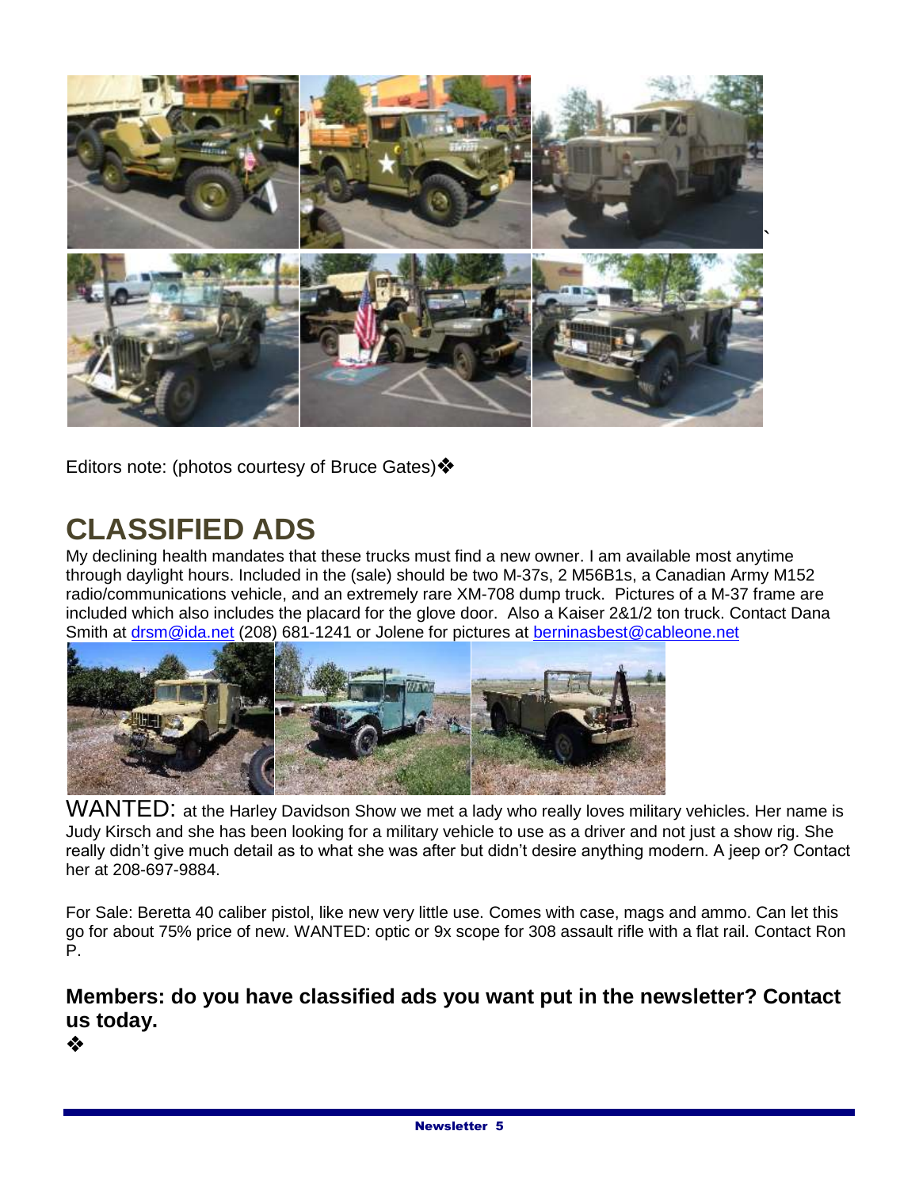Editors note: (photos courtesy of Bruce Gates)❖

# CLASSIFIED ADS

My declining health mandates that these trucks must find a new owner. I am available most anytime through daylight hours. Included in the (sale) should be two M-37s, 2 M56B1s, a Canadian Army M152 radio/communications vehicle, and an extremely rare XM-708 dump truck. Pictures of a M-37 frame are included which also includes the placard for the glove door. Also a Kaiser 2&1/2 ton truck. Contact Dana Smith at drsm@ida.net (208) 681-1241 or Jolene for pictures at berninasbest@cableone.net

WANTED: at the Harley Davidson Show we met a lady who really loves military vehicles. Her name is Judy Kirsch and she has been looking for a military vehicle to use as a driver and not just a show rig. She really didn't give much detail as to what she was after but didn't desire anything modern. A jeep or? Contact her at 208-697-9884.

For Sale: Beretta 40 caliber pistol, like new very little use. Comes with case, mags and ammo. Can let this go for about 75% price of new. WANTED: optic or 9x scope for 308 assault rifle with a flat rail. Contact Ron P.

**Members: do you have classified ads you want put in the newsletter? Contact us today.**

❖